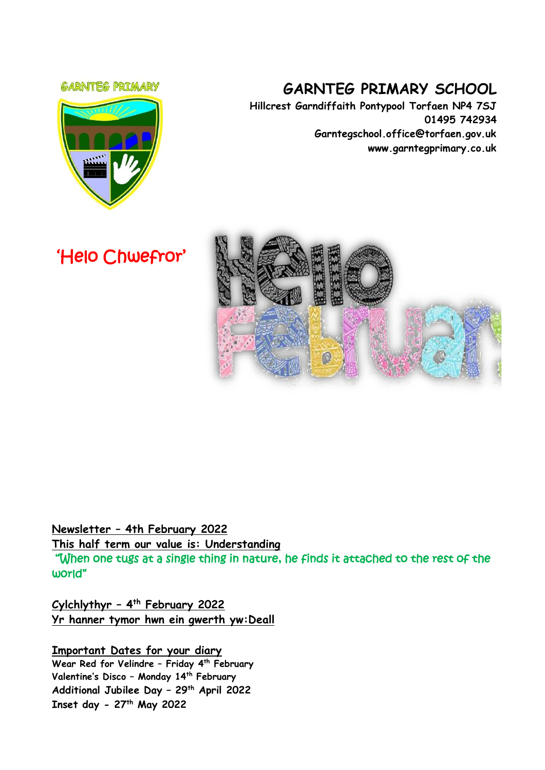GARNTEG PRIMARY

# GARNTEG PRIMARY SCHOOL

**Hillcrest Garndiffaith Pontypool Torfaen NP4 7SJ**
**01495 742934**
**Garntegschool.office@torfaen.gov.uk**
**www.garntegprimary.co.uk**

'Helo Chwefror'

Hello February

**Newsletter – 4th February 2022**
**This half term our value is: Understanding**

"When one tugs at a single thing in nature, he finds it attached to the rest of the world"

**Cylchlythyr – 4th February 2022**
**Yr hanner tymor hwn ein gwerth yw:Deall**

**Important Dates for your diary**

**Wear Red for Velindre – Friday 4th February**
**Valentine's Disco – Monday 14th February**
**Additional Jubilee Day – 29th April 2022**
**Inset day - 27th May 2022**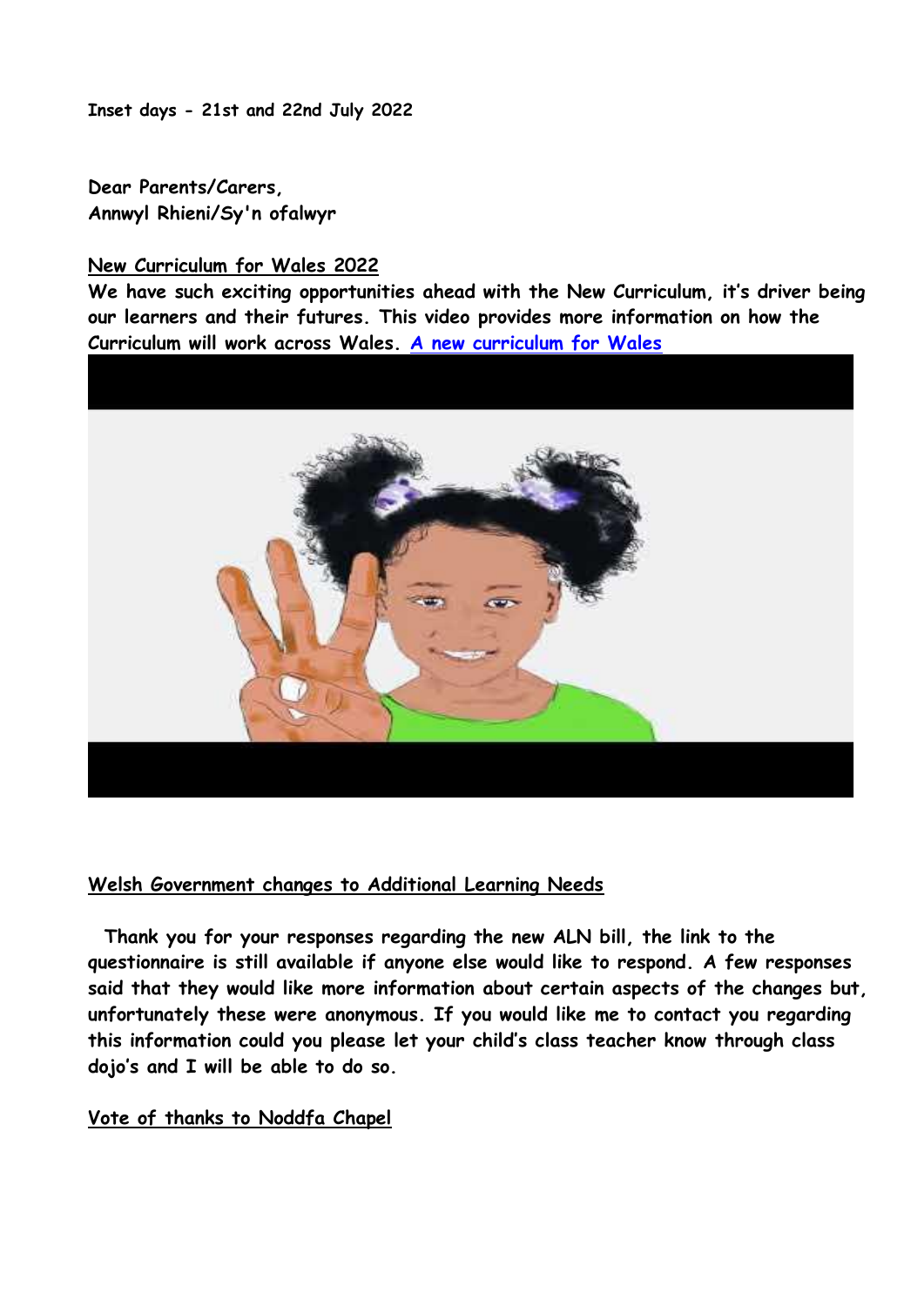**Inset days - 21st and 22nd July 2022**

**Dear Parents/Carers,**
**Annwyl Rhieni/Sy'n ofalwyr**

**New Curriculum for Wales 2022**

**We have such exciting opportunities ahead with the New Curriculum, it's driver being our learners and their futures. This video provides more information on how the Curriculum will work across Wales. [A new curriculum for Wales]**

**Welsh Government changes to Additional Learning Needs**

**Thank you for your responses regarding the new ALN bill, the link to the questionnaire is still available if anyone else would like to respond. A few responses said that they would like more information about certain aspects of the changes but, unfortunately these were anonymous. If you would like me to contact you regarding this information could you please let your child's class teacher know through class dojo's and I will be able to do so.**

**Vote of thanks to Noddfa Chapel**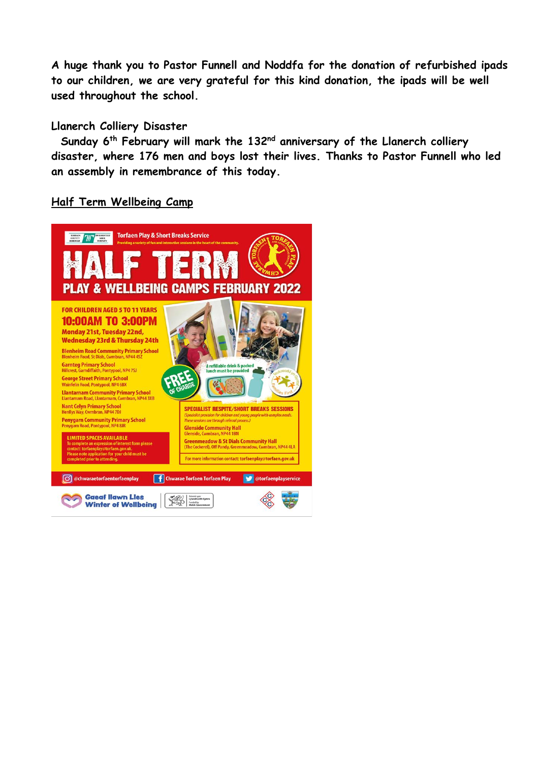**A huge thank you to Pastor Funnell and Noddfa for the donation of refurbished ipads to our children, we are very grateful for this kind donation, the ipads will be well used throughout the school.**

**Llanerch Colliery Disaster**

**Sunday 6th February will mark the 132nd anniversary of the Llanerch colliery disaster, where 176 men and boys lost their lives. Thanks to Pastor Funnell who led an assembly in remembrance of this today.**

**<u>Half Term Wellbeing Camp</u>**

Torfaen Play & Short Breaks Service

Providing a variety of fun and interactive sessions in the heart of the community.

# HALF TERM

## PLAY & WELLBEING CAMPS FEBRUARY 2022

**FOR CHILDREN AGED 5 TO 11 YEARS**

**10:00AM TO 3:00PM**

**Monday 21st, Tuesday 22nd, Wednesday 23rd & Thursday 24th**

- **Blenheim Road Community Primary School** – Blenheim Road, St Dials, Cwmbran, NP44 4SZ
- **Garnteg Primary School** – Hillcrest, Garndiffaith, Pontypool, NP4 7SJ
- **George Street Primary School** – Wainfelin Road, Pontypool, NP4 6BX
- **Llantarnam Community Primary School** – Llantarnam Road, Llantarnam, Cwmbran, NP44 3XB
- **Nant Celyn Primary School** – Henllys Way, Cwmbran, NP44 7DJ
- **Penygarn Community Primary School** – Penygarn Road, Pontypool, NP4 8JR

**LIMITED SPACES AVAILABLE**
To complete an expression of interest form please contact: torfaenplay@torfaen.gov.uk.
Please note application for your child must be completed prior to attending.

FREE OF CHARGE

A refillable drink & packed lunch must be provided

**SPECIALIST RESPITE/SHORT BREAKS SESSIONS**
(Specialist provision for children and young people with complex needs. These sessions are through referral process.)

- **Glenside Community Hall** – Glenside, Cwmbran, NP44 1BN
- **Greenmeadow & St Dials Community Hall** – (The Cockerel), Off Pandy, Greenmeadow, Cwmbran, NP44 4LA

For more information contact: torfaenplay@torfaen.gov.uk

@chwaraetorfaentorfaenplay | Chwarae Torfaen Torfaen Play | @torfaenplayservice

Gaeaf llawn Lles – Winter of Wellbeing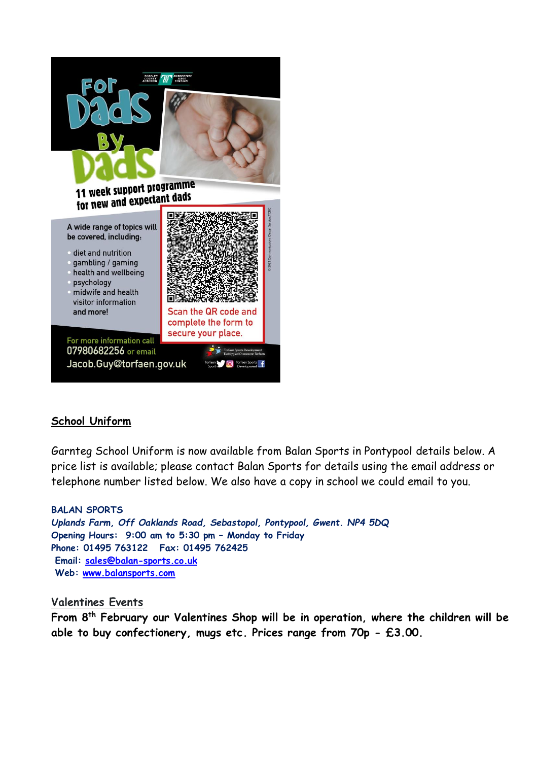For Dads By Dads

11 week support programme for new and expectant dads

A wide range of topics will be covered, including:

- diet and nutrition
- gambling / gaming
- health and wellbeing
- psychology
- midwife and health visitor information

and more!

Scan the QR code and complete the form to secure your place.

For more information call 07980682256 or email Jacob.Guy@torfaen.gov.uk

## School Uniform

Garnteg School Uniform is now available from Balan Sports in Pontypool details below. A price list is available; please contact Balan Sports for details using the email address or telephone number listed below. We also have a copy in school we could email to you.

**BALAN SPORTS**
***Uplands Farm, Off Oaklands Road, Sebastopol, Pontypool, Gwent. NP4 5DQ***
**Opening Hours: 9:00 am to 5:30 pm – Monday to Friday**
**Phone: 01495 763122 Fax: 01495 762425**
**Email: sales@balan-sports.co.uk**
**Web: www.balansports.com**

## Valentines Events

**From 8th February our Valentines Shop will be in operation, where the children will be able to buy confectionery, mugs etc. Prices range from 70p - £3.00.**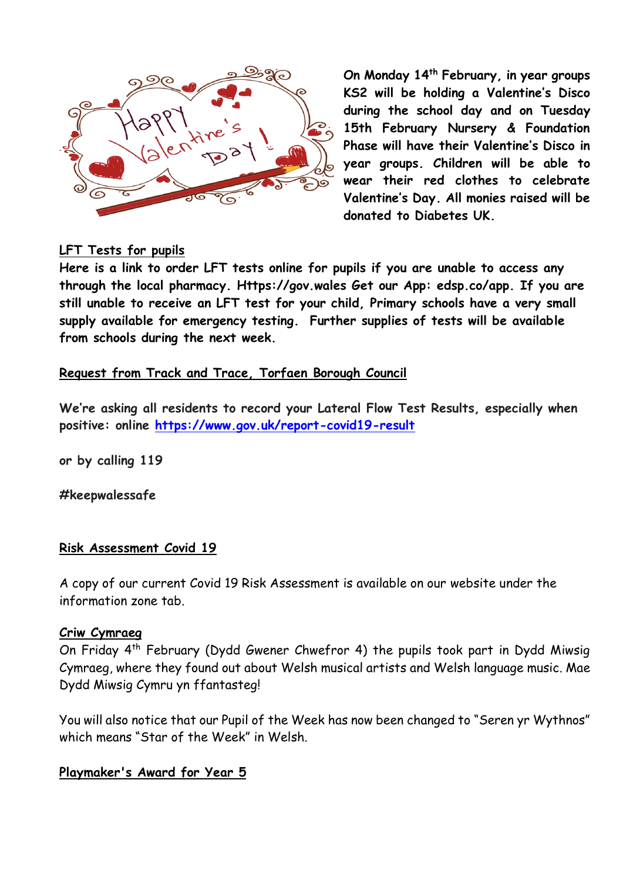**On Monday 14th February, in year groups KS2 will be holding a Valentine's Disco during the school day and on Tuesday 15th February Nursery & Foundation Phase will have their Valentine's Disco in year groups. Children will be able to wear their red clothes to celebrate Valentine's Day. All monies raised will be donated to Diabetes UK.**

## LFT Tests for pupils

**Here is a link to order LFT tests online for pupils if you are unable to access any through the local pharmacy. Https://gov.wales Get our App: edsp.co/app. If you are still unable to receive an LFT test for your child, Primary schools have a very small supply available for emergency testing. Further supplies of tests will be available from schools during the next week.**

## Request from Track and Trace, Torfaen Borough Council

**We're asking all residents to record your Lateral Flow Test Results, especially when positive: online https://www.gov.uk/report-covid19-result**

**or by calling 119**

**#keepwalessafe**

## Risk Assessment Covid 19

A copy of our current Covid 19 Risk Assessment is available on our website under the information zone tab.

## Criw Cymraeg

On Friday 4th February (Dydd Gwener Chwefror 4) the pupils took part in Dydd Miwsig Cymraeg, where they found out about Welsh musical artists and Welsh language music. Mae Dydd Miwsig Cymru yn ffantasteg!

You will also notice that our Pupil of the Week has now been changed to "Seren yr Wythnos" which means "Star of the Week" in Welsh.

## Playmaker's Award for Year 5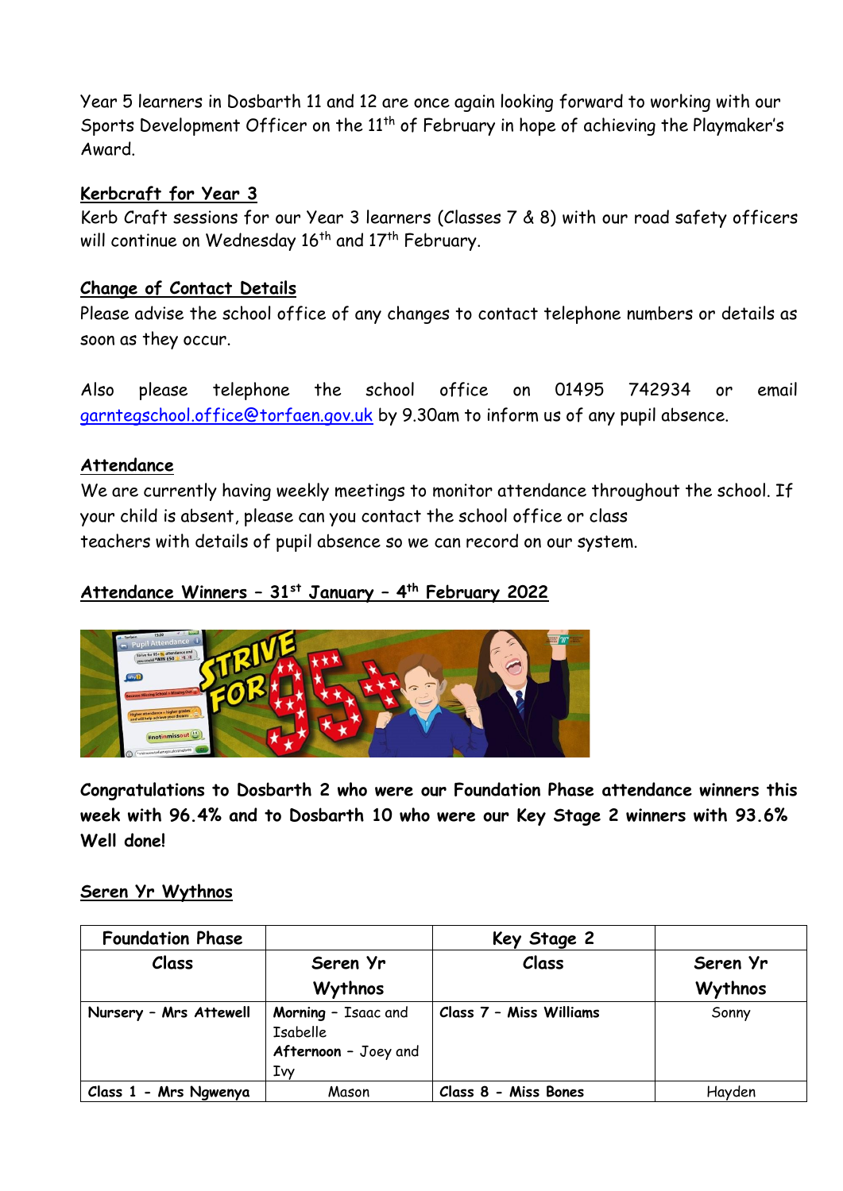Year 5 learners in Dosbarth 11 and 12 are once again looking forward to working with our Sports Development Officer on the 11th of February in hope of achieving the Playmaker's Award.

## Kerbcraft for Year 3

Kerb Craft sessions for our Year 3 learners (Classes 7 & 8) with our road safety officers will continue on Wednesday 16th and 17th February.

## Change of Contact Details

Please advise the school office of any changes to contact telephone numbers or details as soon as they occur.

Also please telephone the school office on 01495 742934 or email garntegschool.office@torfaen.gov.uk by 9.30am to inform us of any pupil absence.

## Attendance

We are currently having weekly meetings to monitor attendance throughout the school. If your child is absent, please can you contact the school office or class teachers with details of pupil absence so we can record on our system.

## Attendance Winners – 31st January – 4th February 2022

**Congratulations to Dosbarth 2 who were our Foundation Phase attendance winners this week with 96.4% and to Dosbarth 10 who were our Key Stage 2 winners with 93.6% Well done!**

## Seren Yr Wythnos

| Foundation Phase | | Key Stage 2 | |
|---|---|---|---|
| Class | Seren Yr Wythnos | Class | Seren Yr Wythnos |
| Nursery – Mrs Attewell | **Morning** – Isaac and Isabelle<br>**Afternoon** – Joey and Ivy | Class 7 – Miss Williams | Sonny |
| Class 1 - Mrs Ngwenya | Mason | Class 8 - Miss Bones | Hayden |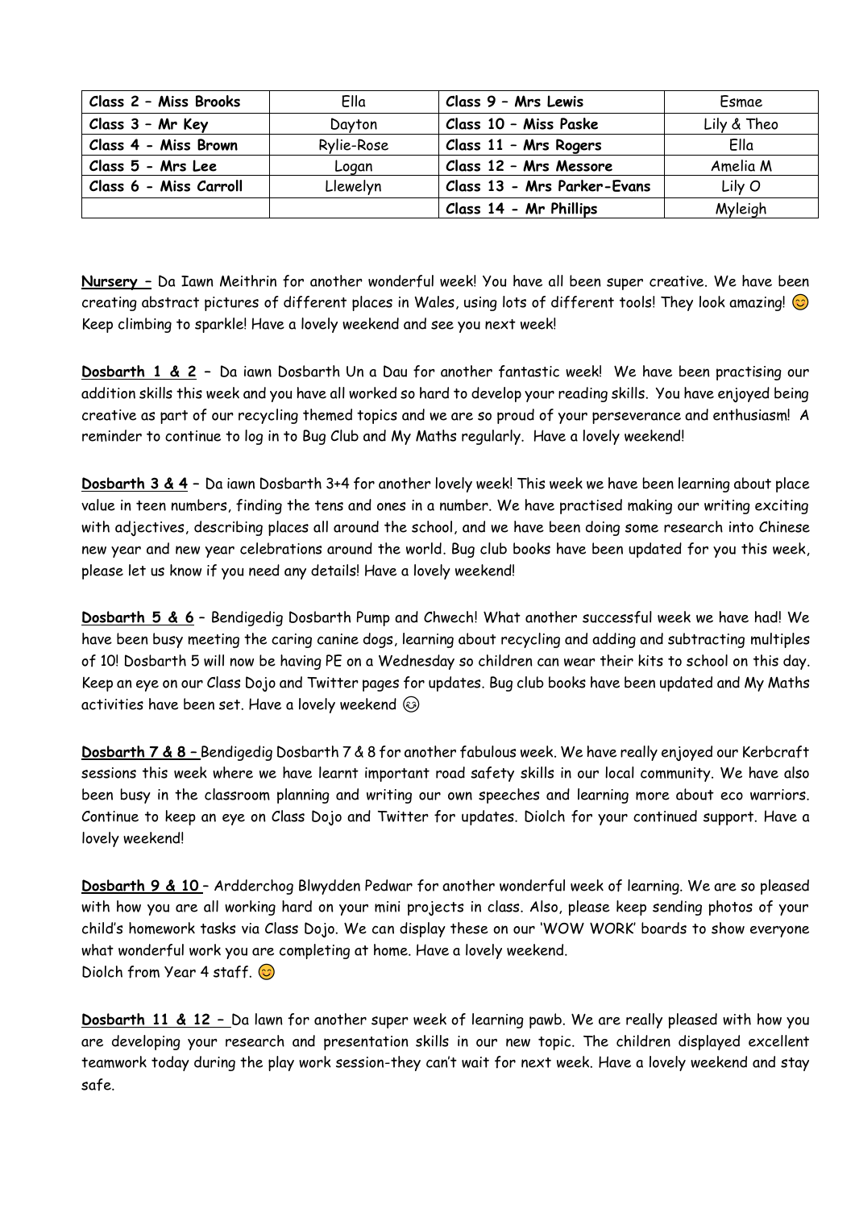| Class 2 – Miss Brooks | Ella | Class 9 – Mrs Lewis | Esmae |
|---|---|---|---|
| Class 3 – Mr Key | Dayton | Class 10 – Miss Paske | Lily & Theo |
| Class 4 - Miss Brown | Rylie-Rose | Class 11 – Mrs Rogers | Ella |
| Class 5 - Mrs Lee | Logan | Class 12 – Mrs Messore | Amelia M |
| Class 6 - Miss Carroll | Llewelyn | Class 13 - Mrs Parker-Evans | Lily O |
| | | Class 14 - Mr Phillips | Myleigh |

**Nursery –** Da Iawn Meithrin for another wonderful week! You have all been super creative. We have been creating abstract pictures of different places in Wales, using lots of different tools! They look amazing! 😊 Keep climbing to sparkle! Have a lovely weekend and see you next week!

**Dosbarth 1 & 2** – Da iawn Dosbarth Un a Dau for another fantastic week! We have been practising our addition skills this week and you have all worked so hard to develop your reading skills. You have enjoyed being creative as part of our recycling themed topics and we are so proud of your perseverance and enthusiasm! A reminder to continue to log in to Bug Club and My Maths regularly. Have a lovely weekend!

**Dosbarth 3 & 4** – Da iawn Dosbarth 3+4 for another lovely week! This week we have been learning about place value in teen numbers, finding the tens and ones in a number. We have practised making our writing exciting with adjectives, describing places all around the school, and we have been doing some research into Chinese new year and new year celebrations around the world. Bug club books have been updated for you this week, please let us know if you need any details! Have a lovely weekend!

**Dosbarth 5 & 6** – Bendigedig Dosbarth Pump and Chwech! What another successful week we have had! We have been busy meeting the caring canine dogs, learning about recycling and adding and subtracting multiples of 10! Dosbarth 5 will now be having PE on a Wednesday so children can wear their kits to school on this day. Keep an eye on our Class Dojo and Twitter pages for updates. Bug club books have been updated and My Maths activities have been set. Have a lovely weekend 😉

**Dosbarth 7 & 8 –** Bendigedig Dosbarth 7 & 8 for another fabulous week. We have really enjoyed our Kerbcraft sessions this week where we have learnt important road safety skills in our local community. We have also been busy in the classroom planning and writing our own speeches and learning more about eco warriors. Continue to keep an eye on Class Dojo and Twitter for updates. Diolch for your continued support. Have a lovely weekend!

**Dosbarth 9 & 10** – Ardderchog Blwydden Pedwar for another wonderful week of learning. We are so pleased with how you are all working hard on your mini projects in class. Also, please keep sending photos of your child's homework tasks via Class Dojo. We can display these on our 'WOW WORK' boards to show everyone what wonderful work you are completing at home. Have a lovely weekend.
Diolch from Year 4 staff. 😊

**Dosbarth 11 & 12 –** Da lawn for another super week of learning pawb. We are really pleased with how you are developing your research and presentation skills in our new topic. The children displayed excellent teamwork today during the play work session-they can't wait for next week. Have a lovely weekend and stay safe.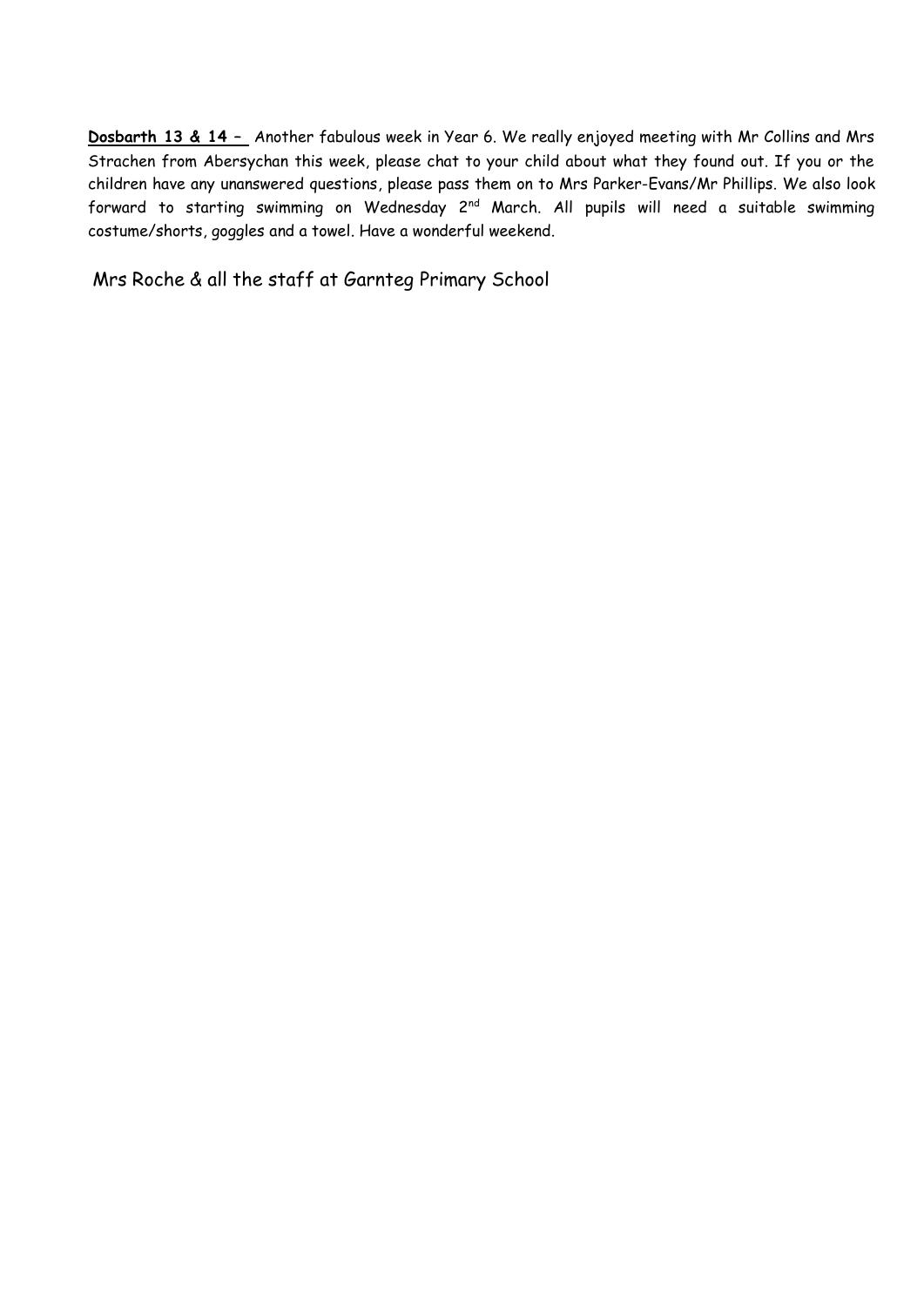**<u>Dosbarth 13 & 14 –</u>** Another fabulous week in Year 6. We really enjoyed meeting with Mr Collins and Mrs Strachen from Abersychan this week, please chat to your child about what they found out. If you or the children have any unanswered questions, please pass them on to Mrs Parker-Evans/Mr Phillips. We also look forward to starting swimming on Wednesday 2nd March. All pupils will need a suitable swimming costume/shorts, goggles and a towel. Have a wonderful weekend.

Mrs Roche & all the staff at Garnteg Primary School